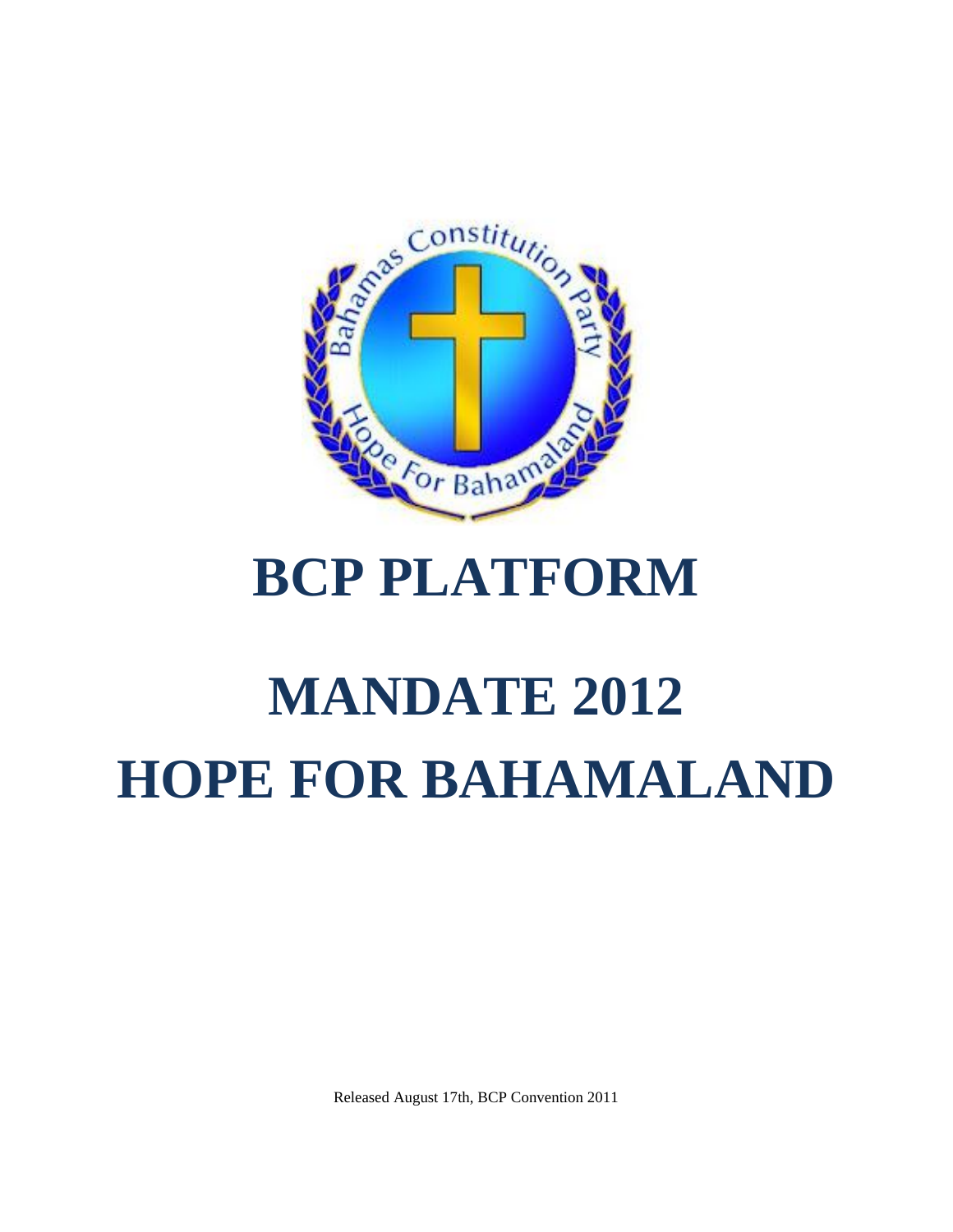# BCP PLATFORM

# MANDATE 2012
# HOPE FOR BAHAMALAND

Released August 17th, BCP Convention 2011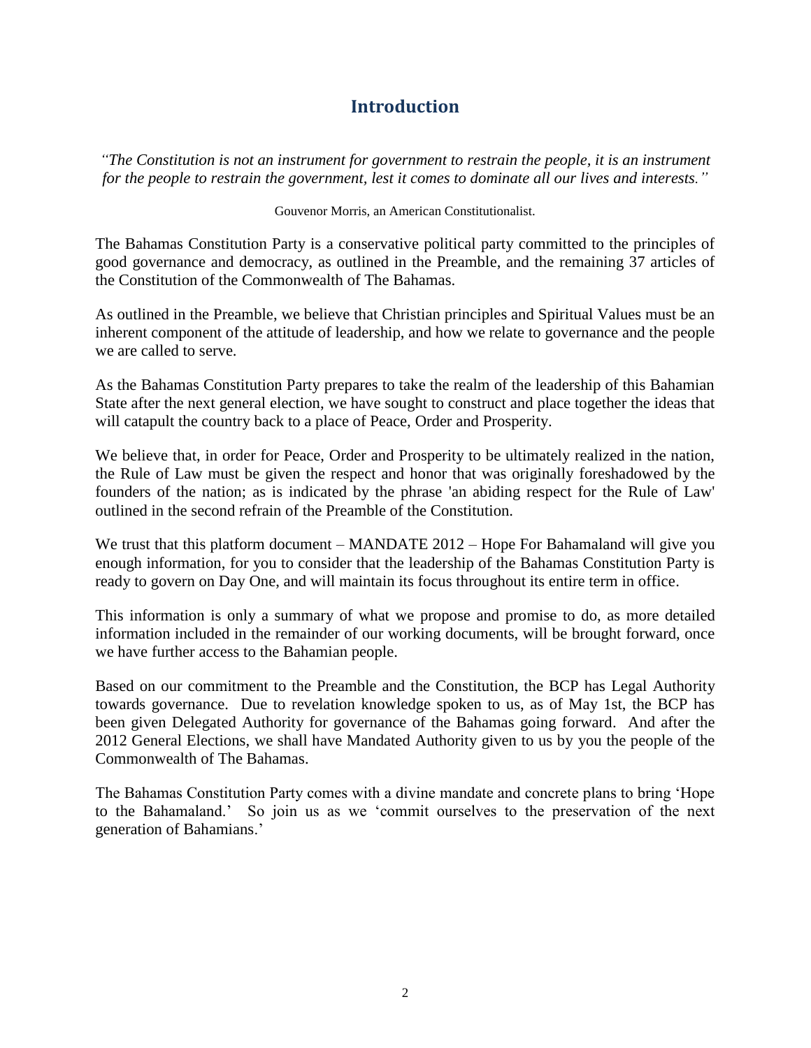## Introduction

*"The Constitution is not an instrument for government to restrain the people, it is an instrument for the people to restrain the government, lest it comes to dominate all our lives and interests."*

Gouvenor Morris, an American Constitutionalist.

The Bahamas Constitution Party is a conservative political party committed to the principles of good governance and democracy, as outlined in the Preamble, and the remaining 37 articles of the Constitution of the Commonwealth of The Bahamas.

As outlined in the Preamble, we believe that Christian principles and Spiritual Values must be an inherent component of the attitude of leadership, and how we relate to governance and the people we are called to serve.

As the Bahamas Constitution Party prepares to take the realm of the leadership of this Bahamian State after the next general election, we have sought to construct and place together the ideas that will catapult the country back to a place of Peace, Order and Prosperity.

We believe that, in order for Peace, Order and Prosperity to be ultimately realized in the nation, the Rule of Law must be given the respect and honor that was originally foreshadowed by the founders of the nation; as is indicated by the phrase 'an abiding respect for the Rule of Law' outlined in the second refrain of the Preamble of the Constitution.

We trust that this platform document – MANDATE 2012 – Hope For Bahamaland will give you enough information, for you to consider that the leadership of the Bahamas Constitution Party is ready to govern on Day One, and will maintain its focus throughout its entire term in office.

This information is only a summary of what we propose and promise to do, as more detailed information included in the remainder of our working documents, will be brought forward, once we have further access to the Bahamian people.

Based on our commitment to the Preamble and the Constitution, the BCP has Legal Authority towards governance. Due to revelation knowledge spoken to us, as of May 1st, the BCP has been given Delegated Authority for governance of the Bahamas going forward. And after the 2012 General Elections, we shall have Mandated Authority given to us by you the people of the Commonwealth of The Bahamas.

The Bahamas Constitution Party comes with a divine mandate and concrete plans to bring 'Hope to the Bahamaland.' So join us as we 'commit ourselves to the preservation of the next generation of Bahamians.'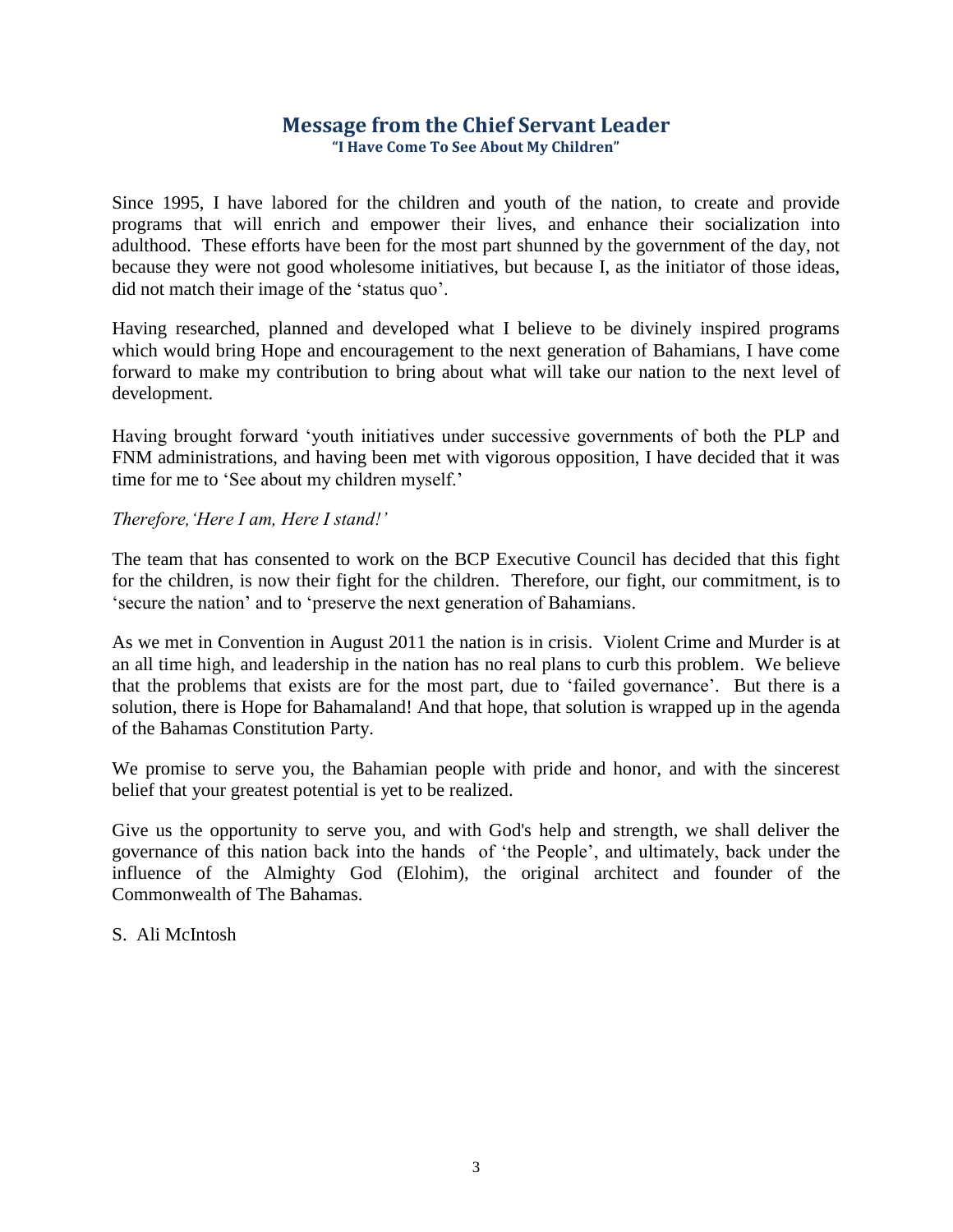## Message from the Chief Servant Leader

**"I Have Come To See About My Children"**

Since 1995, I have labored for the children and youth of the nation, to create and provide programs that will enrich and empower their lives, and enhance their socialization into adulthood. These efforts have been for the most part shunned by the government of the day, not because they were not good wholesome initiatives, but because I, as the initiator of those ideas, did not match their image of the 'status quo'.

Having researched, planned and developed what I believe to be divinely inspired programs which would bring Hope and encouragement to the next generation of Bahamians, I have come forward to make my contribution to bring about what will take our nation to the next level of development.

Having brought forward 'youth initiatives under successive governments of both the PLP and FNM administrations, and having been met with vigorous opposition, I have decided that it was time for me to 'See about my children myself.'

*Therefore,'Here I am, Here I stand!'*

The team that has consented to work on the BCP Executive Council has decided that this fight for the children, is now their fight for the children. Therefore, our fight, our commitment, is to 'secure the nation' and to 'preserve the next generation of Bahamians.

As we met in Convention in August 2011 the nation is in crisis. Violent Crime and Murder is at an all time high, and leadership in the nation has no real plans to curb this problem. We believe that the problems that exists are for the most part, due to 'failed governance'. But there is a solution, there is Hope for Bahamaland! And that hope, that solution is wrapped up in the agenda of the Bahamas Constitution Party.

We promise to serve you, the Bahamian people with pride and honor, and with the sincerest belief that your greatest potential is yet to be realized.

Give us the opportunity to serve you, and with God's help and strength, we shall deliver the governance of this nation back into the hands of 'the People', and ultimately, back under the influence of the Almighty God (Elohim), the original architect and founder of the Commonwealth of The Bahamas.

S. Ali McIntosh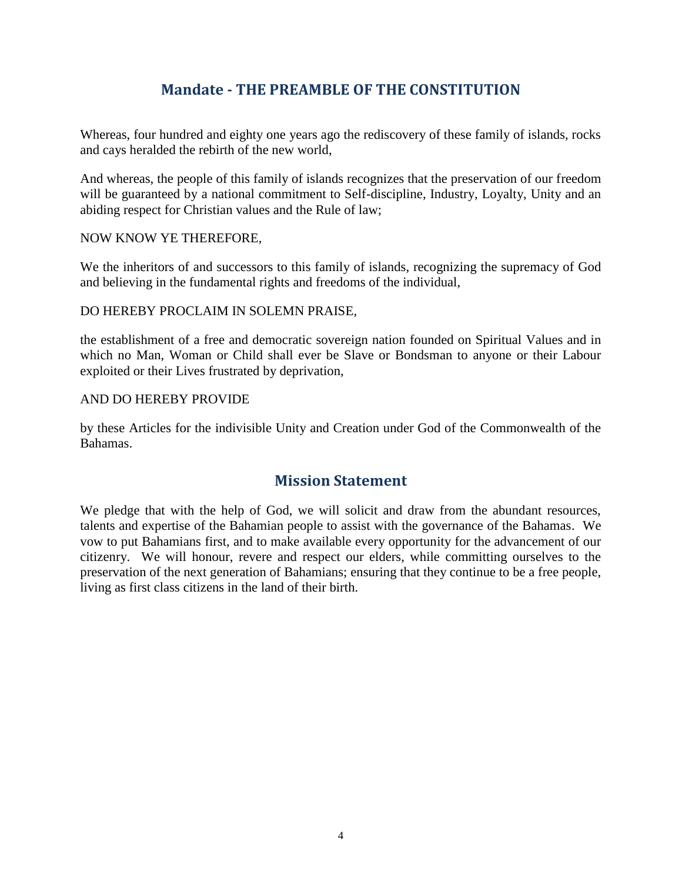## Mandate - THE PREAMBLE OF THE CONSTITUTION

Whereas, four hundred and eighty one years ago the rediscovery of these family of islands, rocks and cays heralded the rebirth of the new world,

And whereas, the people of this family of islands recognizes that the preservation of our freedom will be guaranteed by a national commitment to Self-discipline, Industry, Loyalty, Unity and an abiding respect for Christian values and the Rule of law;

NOW KNOW YE THEREFORE,

We the inheritors of and successors to this family of islands, recognizing the supremacy of God and believing in the fundamental rights and freedoms of the individual,

DO HEREBY PROCLAIM IN SOLEMN PRAISE,

the establishment of a free and democratic sovereign nation founded on Spiritual Values and in which no Man, Woman or Child shall ever be Slave or Bondsman to anyone or their Labour exploited or their Lives frustrated by deprivation,

AND DO HEREBY PROVIDE

by these Articles for the indivisible Unity and Creation under God of the Commonwealth of the Bahamas.

## Mission Statement

We pledge that with the help of God, we will solicit and draw from the abundant resources, talents and expertise of the Bahamian people to assist with the governance of the Bahamas. We vow to put Bahamians first, and to make available every opportunity for the advancement of our citizenry. We will honour, revere and respect our elders, while committing ourselves to the preservation of the next generation of Bahamians; ensuring that they continue to be a free people, living as first class citizens in the land of their birth.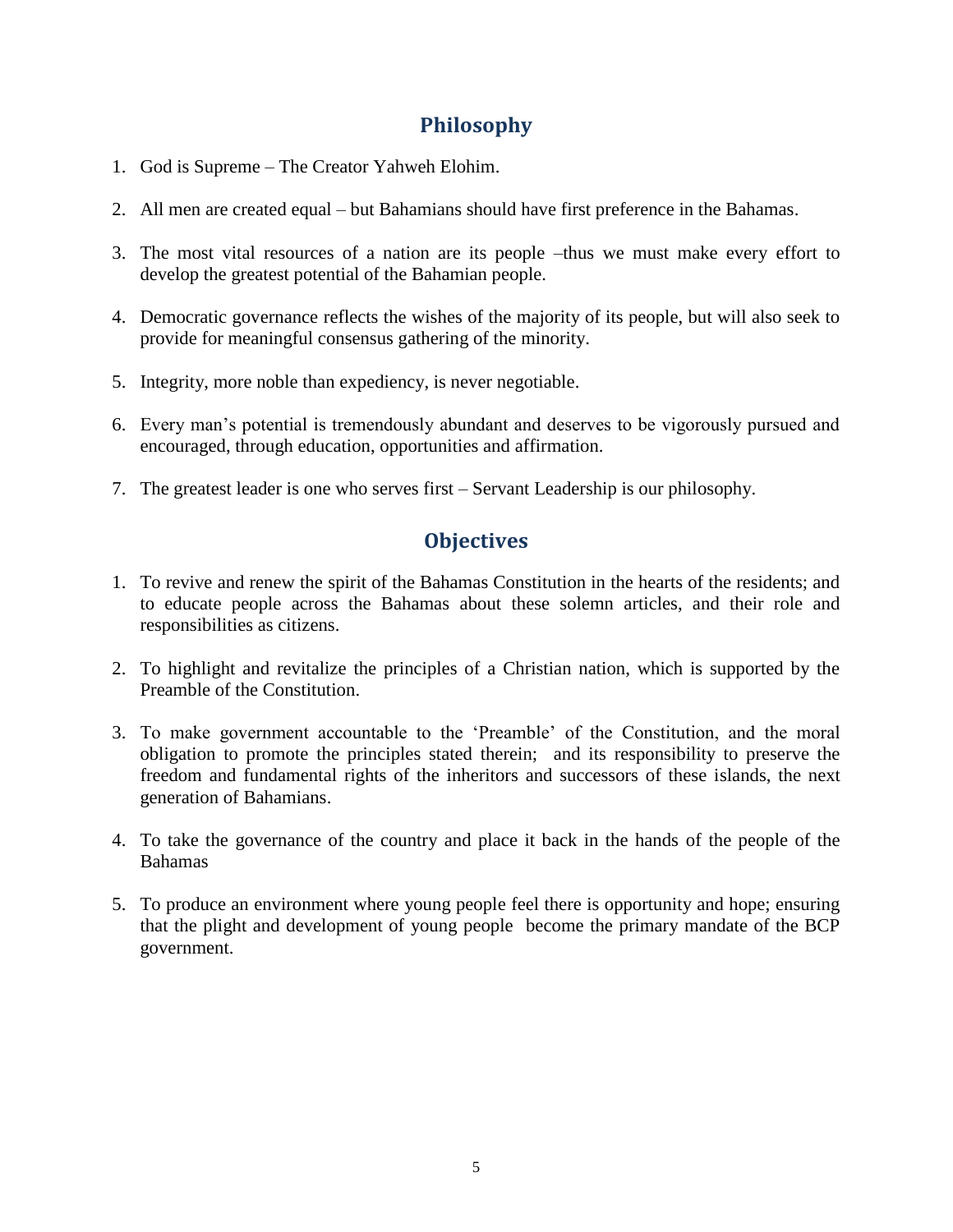## Philosophy

1. God is Supreme – The Creator Yahweh Elohim.
2. All men are created equal – but Bahamians should have first preference in the Bahamas.
3. The most vital resources of a nation are its people –thus we must make every effort to develop the greatest potential of the Bahamian people.
4. Democratic governance reflects the wishes of the majority of its people, but will also seek to provide for meaningful consensus gathering of the minority.
5. Integrity, more noble than expediency, is never negotiable.
6. Every man's potential is tremendously abundant and deserves to be vigorously pursued and encouraged, through education, opportunities and affirmation.
7. The greatest leader is one who serves first – Servant Leadership is our philosophy.

## Objectives

1. To revive and renew the spirit of the Bahamas Constitution in the hearts of the residents; and to educate people across the Bahamas about these solemn articles, and their role and responsibilities as citizens.
2. To highlight and revitalize the principles of a Christian nation, which is supported by the Preamble of the Constitution.
3. To make government accountable to the 'Preamble' of the Constitution, and the moral obligation to promote the principles stated therein; and its responsibility to preserve the freedom and fundamental rights of the inheritors and successors of these islands, the next generation of Bahamians.
4. To take the governance of the country and place it back in the hands of the people of the Bahamas
5. To produce an environment where young people feel there is opportunity and hope; ensuring that the plight and development of young people become the primary mandate of the BCP government.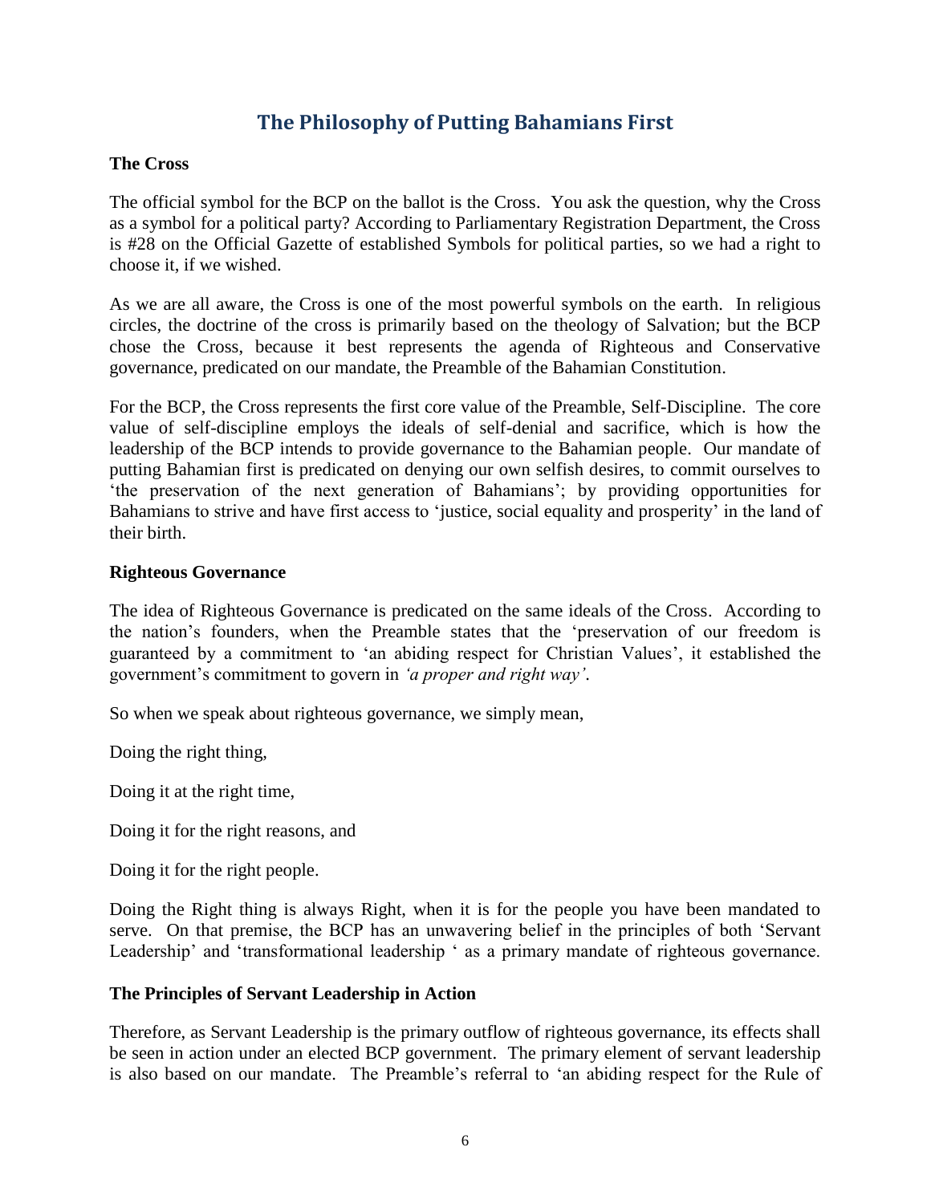## The Philosophy of Putting Bahamians First

**The Cross**

The official symbol for the BCP on the ballot is the Cross. You ask the question, why the Cross as a symbol for a political party? According to Parliamentary Registration Department, the Cross is #28 on the Official Gazette of established Symbols for political parties, so we had a right to choose it, if we wished.

As we are all aware, the Cross is one of the most powerful symbols on the earth. In religious circles, the doctrine of the cross is primarily based on the theology of Salvation; but the BCP chose the Cross, because it best represents the agenda of Righteous and Conservative governance, predicated on our mandate, the Preamble of the Bahamian Constitution.

For the BCP, the Cross represents the first core value of the Preamble, Self-Discipline. The core value of self-discipline employs the ideals of self-denial and sacrifice, which is how the leadership of the BCP intends to provide governance to the Bahamian people. Our mandate of putting Bahamian first is predicated on denying our own selfish desires, to commit ourselves to 'the preservation of the next generation of Bahamians'; by providing opportunities for Bahamians to strive and have first access to 'justice, social equality and prosperity' in the land of their birth.

**Righteous Governance**

The idea of Righteous Governance is predicated on the same ideals of the Cross. According to the nation's founders, when the Preamble states that the 'preservation of our freedom is guaranteed by a commitment to 'an abiding respect for Christian Values', it established the government's commitment to govern in *'a proper and right way'*.

So when we speak about righteous governance, we simply mean,

Doing the right thing,

Doing it at the right time,

Doing it for the right reasons, and

Doing it for the right people.

Doing the Right thing is always Right, when it is for the people you have been mandated to serve. On that premise, the BCP has an unwavering belief in the principles of both 'Servant Leadership' and 'transformational leadership ' as a primary mandate of righteous governance.

**The Principles of Servant Leadership in Action**

Therefore, as Servant Leadership is the primary outflow of righteous governance, its effects shall be seen in action under an elected BCP government. The primary element of servant leadership is also based on our mandate. The Preamble's referral to 'an abiding respect for the Rule of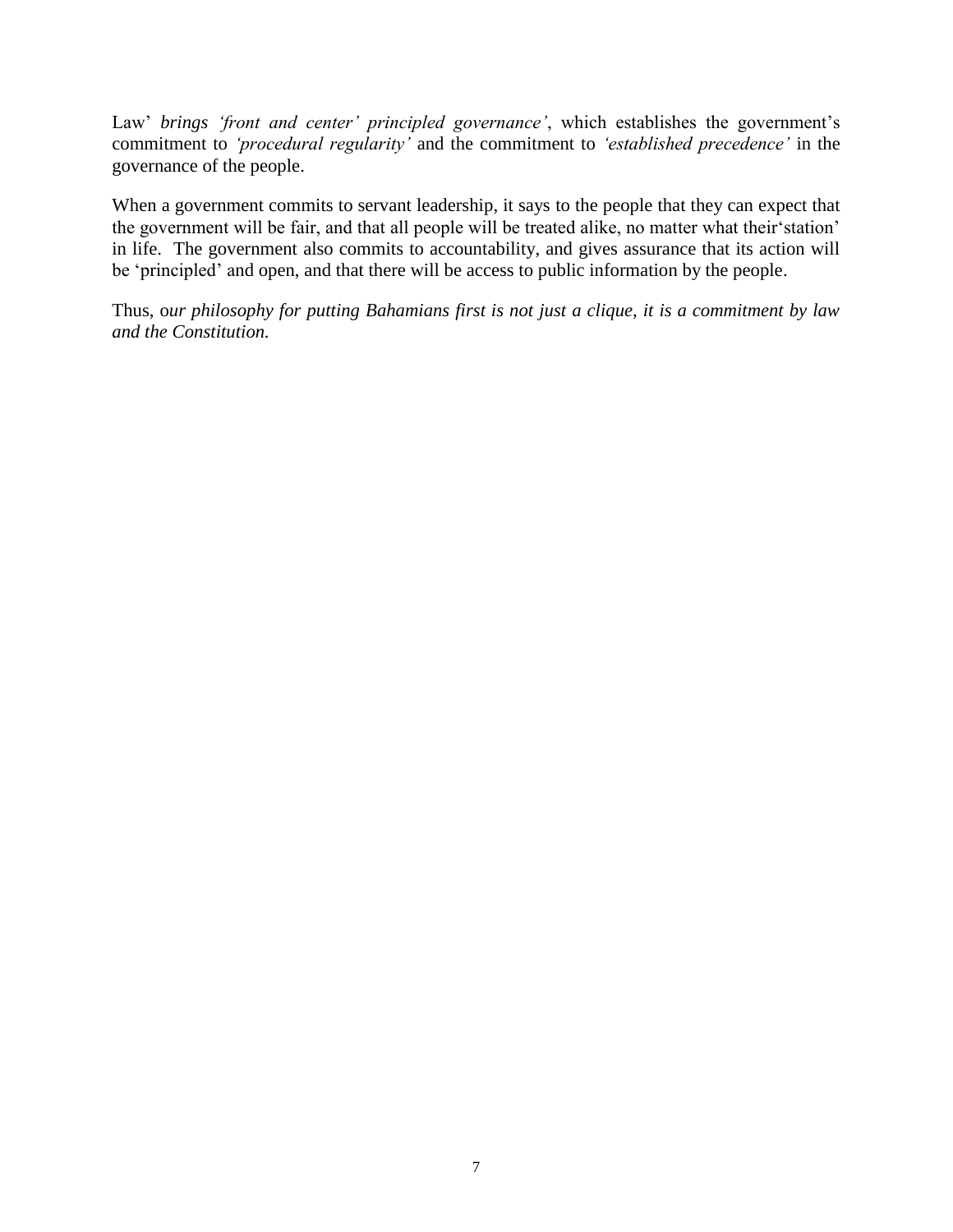Law' *brings 'front and center' principled governance'*, which establishes the government's commitment to *'procedural regularity'* and the commitment to *'established precedence'* in the governance of the people.

When a government commits to servant leadership, it says to the people that they can expect that the government will be fair, and that all people will be treated alike, no matter what their'station' in life. The government also commits to accountability, and gives assurance that its action will be 'principled' and open, and that there will be access to public information by the people.

Thus, o*ur philosophy for putting Bahamians first is not just a clique, it is a commitment by law and the Constitution.*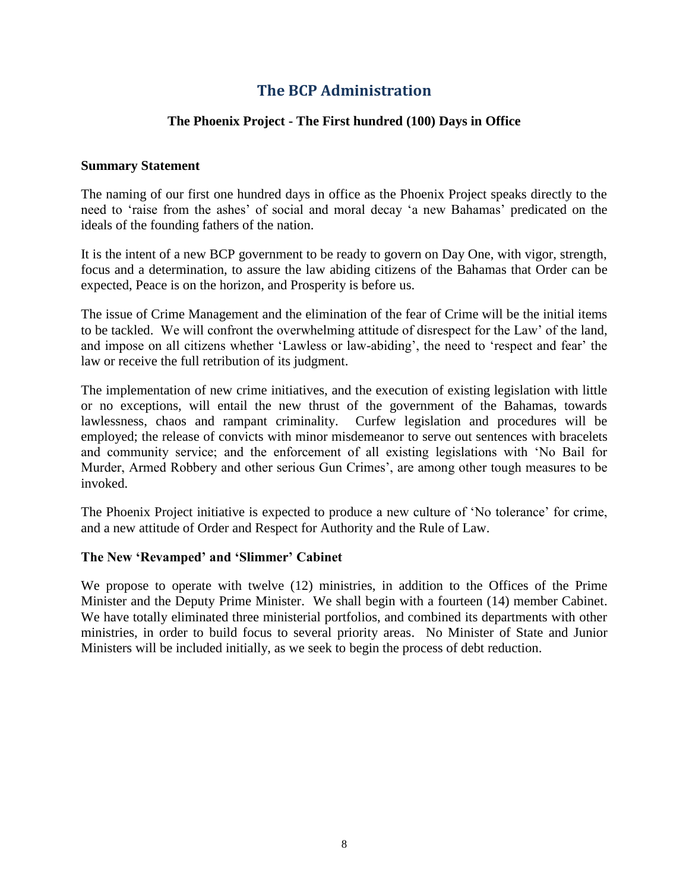# The BCP Administration

## The Phoenix Project - The First hundred (100) Days in Office

### Summary Statement

The naming of our first one hundred days in office as the Phoenix Project speaks directly to the need to 'raise from the ashes' of social and moral decay 'a new Bahamas' predicated on the ideals of the founding fathers of the nation.

It is the intent of a new BCP government to be ready to govern on Day One, with vigor, strength, focus and a determination, to assure the law abiding citizens of the Bahamas that Order can be expected, Peace is on the horizon, and Prosperity is before us.

The issue of Crime Management and the elimination of the fear of Crime will be the initial items to be tackled. We will confront the overwhelming attitude of disrespect for the Law' of the land, and impose on all citizens whether 'Lawless or law-abiding', the need to 'respect and fear' the law or receive the full retribution of its judgment.

The implementation of new crime initiatives, and the execution of existing legislation with little or no exceptions, will entail the new thrust of the government of the Bahamas, towards lawlessness, chaos and rampant criminality. Curfew legislation and procedures will be employed; the release of convicts with minor misdemeanor to serve out sentences with bracelets and community service; and the enforcement of all existing legislations with 'No Bail for Murder, Armed Robbery and other serious Gun Crimes', are among other tough measures to be invoked.

The Phoenix Project initiative is expected to produce a new culture of 'No tolerance' for crime, and a new attitude of Order and Respect for Authority and the Rule of Law.

### The New 'Revamped' and 'Slimmer' Cabinet

We propose to operate with twelve (12) ministries, in addition to the Offices of the Prime Minister and the Deputy Prime Minister. We shall begin with a fourteen (14) member Cabinet. We have totally eliminated three ministerial portfolios, and combined its departments with other ministries, in order to build focus to several priority areas. No Minister of State and Junior Ministers will be included initially, as we seek to begin the process of debt reduction.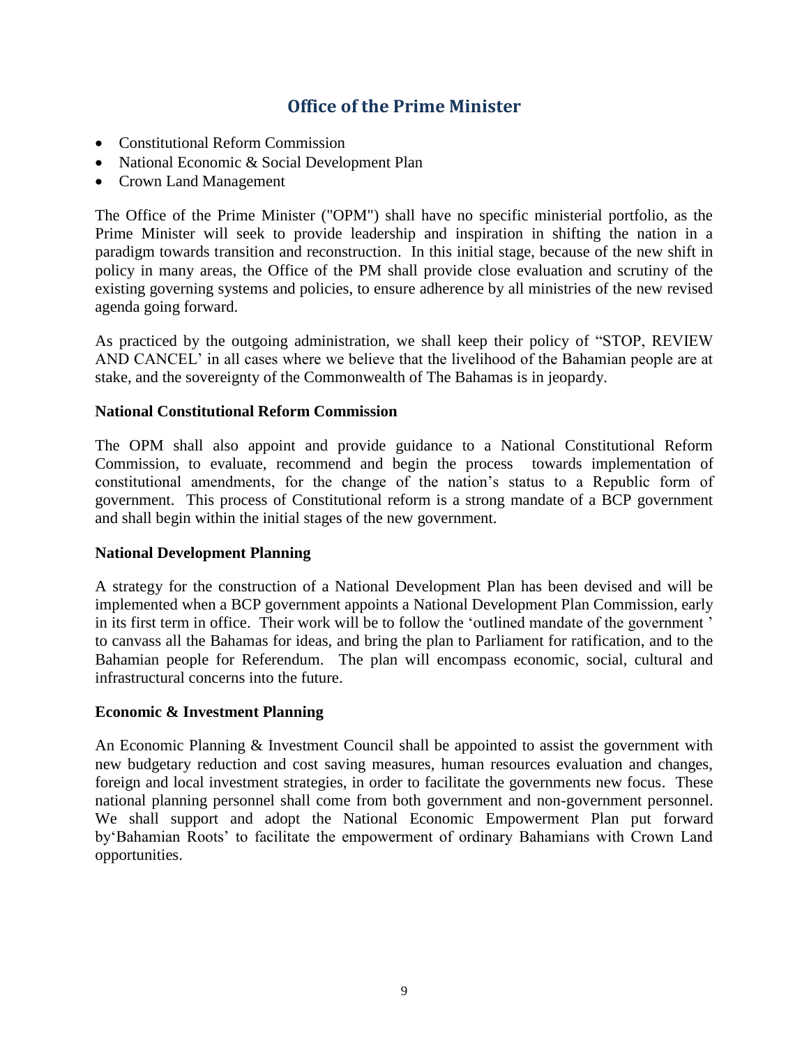## Office of the Prime Minister

- Constitutional Reform Commission
- National Economic & Social Development Plan
- Crown Land Management

The Office of the Prime Minister ("OPM") shall have no specific ministerial portfolio, as the Prime Minister will seek to provide leadership and inspiration in shifting the nation in a paradigm towards transition and reconstruction. In this initial stage, because of the new shift in policy in many areas, the Office of the PM shall provide close evaluation and scrutiny of the existing governing systems and policies, to ensure adherence by all ministries of the new revised agenda going forward.

As practiced by the outgoing administration, we shall keep their policy of "STOP, REVIEW AND CANCEL' in all cases where we believe that the livelihood of the Bahamian people are at stake, and the sovereignty of the Commonwealth of The Bahamas is in jeopardy.

**National Constitutional Reform Commission**

The OPM shall also appoint and provide guidance to a National Constitutional Reform Commission, to evaluate, recommend and begin the process towards implementation of constitutional amendments, for the change of the nation's status to a Republic form of government. This process of Constitutional reform is a strong mandate of a BCP government and shall begin within the initial stages of the new government.

**National Development Planning**

A strategy for the construction of a National Development Plan has been devised and will be implemented when a BCP government appoints a National Development Plan Commission, early in its first term in office. Their work will be to follow the 'outlined mandate of the government ' to canvass all the Bahamas for ideas, and bring the plan to Parliament for ratification, and to the Bahamian people for Referendum. The plan will encompass economic, social, cultural and infrastructural concerns into the future.

**Economic & Investment Planning**

An Economic Planning & Investment Council shall be appointed to assist the government with new budgetary reduction and cost saving measures, human resources evaluation and changes, foreign and local investment strategies, in order to facilitate the governments new focus. These national planning personnel shall come from both government and non-government personnel. We shall support and adopt the National Economic Empowerment Plan put forward by'Bahamian Roots' to facilitate the empowerment of ordinary Bahamians with Crown Land opportunities.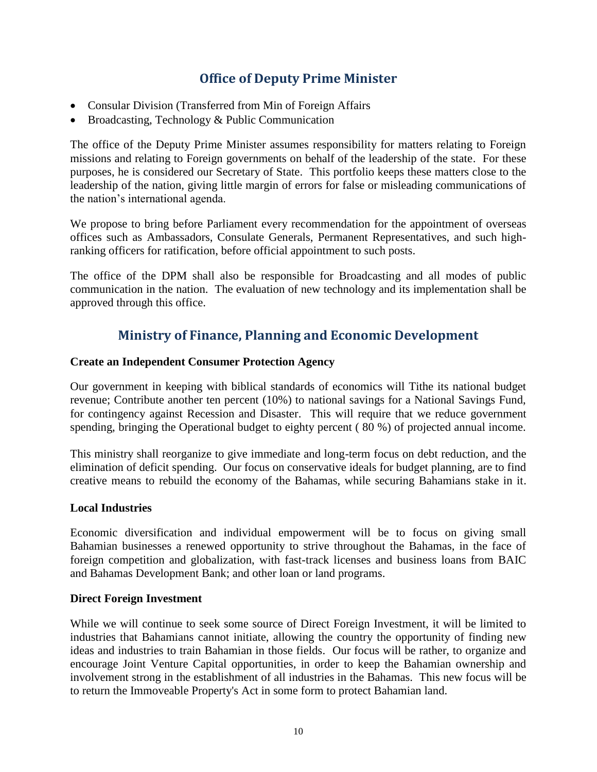## Office of Deputy Prime Minister

- Consular Division (Transferred from Min of Foreign Affairs
- Broadcasting, Technology & Public Communication

The office of the Deputy Prime Minister assumes responsibility for matters relating to Foreign missions and relating to Foreign governments on behalf of the leadership of the state. For these purposes, he is considered our Secretary of State. This portfolio keeps these matters close to the leadership of the nation, giving little margin of errors for false or misleading communications of the nation's international agenda.

We propose to bring before Parliament every recommendation for the appointment of overseas offices such as Ambassadors, Consulate Generals, Permanent Representatives, and such high-ranking officers for ratification, before official appointment to such posts.

The office of the DPM shall also be responsible for Broadcasting and all modes of public communication in the nation. The evaluation of new technology and its implementation shall be approved through this office.

## Ministry of Finance, Planning and Economic Development

**Create an Independent Consumer Protection Agency**

Our government in keeping with biblical standards of economics will Tithe its national budget revenue; Contribute another ten percent (10%) to national savings for a National Savings Fund, for contingency against Recession and Disaster. This will require that we reduce government spending, bringing the Operational budget to eighty percent ( 80 %) of projected annual income.

This ministry shall reorganize to give immediate and long-term focus on debt reduction, and the elimination of deficit spending. Our focus on conservative ideals for budget planning, are to find creative means to rebuild the economy of the Bahamas, while securing Bahamians stake in it.

**Local Industries**

Economic diversification and individual empowerment will be to focus on giving small Bahamian businesses a renewed opportunity to strive throughout the Bahamas, in the face of foreign competition and globalization, with fast-track licenses and business loans from BAIC and Bahamas Development Bank; and other loan or land programs.

**Direct Foreign Investment**

While we will continue to seek some source of Direct Foreign Investment, it will be limited to industries that Bahamians cannot initiate, allowing the country the opportunity of finding new ideas and industries to train Bahamian in those fields. Our focus will be rather, to organize and encourage Joint Venture Capital opportunities, in order to keep the Bahamian ownership and involvement strong in the establishment of all industries in the Bahamas. This new focus will be to return the Immoveable Property's Act in some form to protect Bahamian land.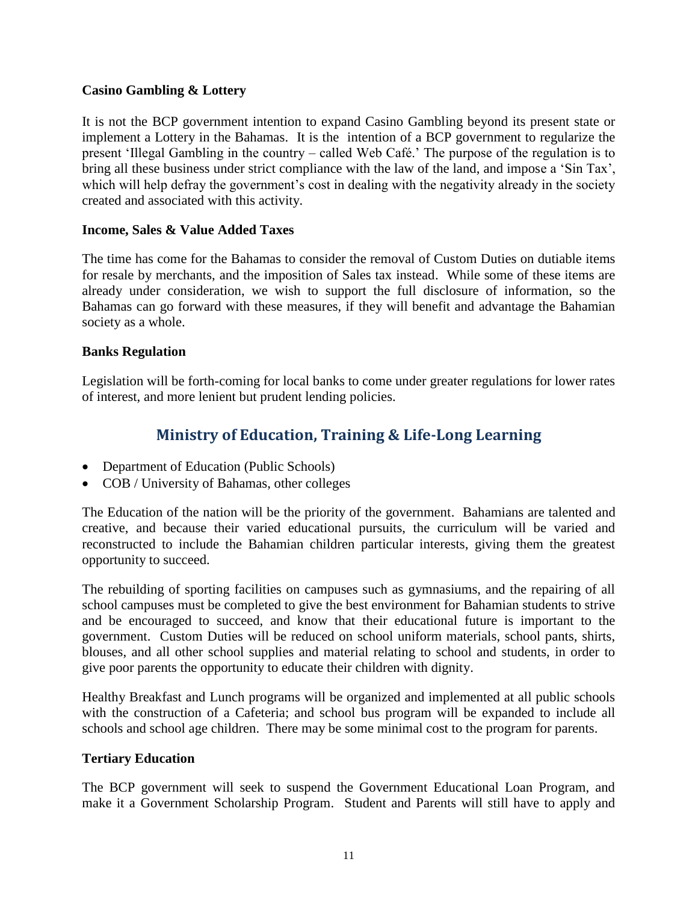**Casino Gambling & Lottery**

It is not the BCP government intention to expand Casino Gambling beyond its present state or implement a Lottery in the Bahamas. It is the intention of a BCP government to regularize the present 'Illegal Gambling in the country – called Web Café.' The purpose of the regulation is to bring all these business under strict compliance with the law of the land, and impose a 'Sin Tax', which will help defray the government's cost in dealing with the negativity already in the society created and associated with this activity.

**Income, Sales & Value Added Taxes**

The time has come for the Bahamas to consider the removal of Custom Duties on dutiable items for resale by merchants, and the imposition of Sales tax instead. While some of these items are already under consideration, we wish to support the full disclosure of information, so the Bahamas can go forward with these measures, if they will benefit and advantage the Bahamian society as a whole.

**Banks Regulation**

Legislation will be forth-coming for local banks to come under greater regulations for lower rates of interest, and more lenient but prudent lending policies.

## Ministry of Education, Training & Life-Long Learning

- Department of Education (Public Schools)
- COB / University of Bahamas, other colleges

The Education of the nation will be the priority of the government. Bahamians are talented and creative, and because their varied educational pursuits, the curriculum will be varied and reconstructed to include the Bahamian children particular interests, giving them the greatest opportunity to succeed.

The rebuilding of sporting facilities on campuses such as gymnasiums, and the repairing of all school campuses must be completed to give the best environment for Bahamian students to strive and be encouraged to succeed, and know that their educational future is important to the government. Custom Duties will be reduced on school uniform materials, school pants, shirts, blouses, and all other school supplies and material relating to school and students, in order to give poor parents the opportunity to educate their children with dignity.

Healthy Breakfast and Lunch programs will be organized and implemented at all public schools with the construction of a Cafeteria; and school bus program will be expanded to include all schools and school age children. There may be some minimal cost to the program for parents.

**Tertiary Education**

The BCP government will seek to suspend the Government Educational Loan Program, and make it a Government Scholarship Program. Student and Parents will still have to apply and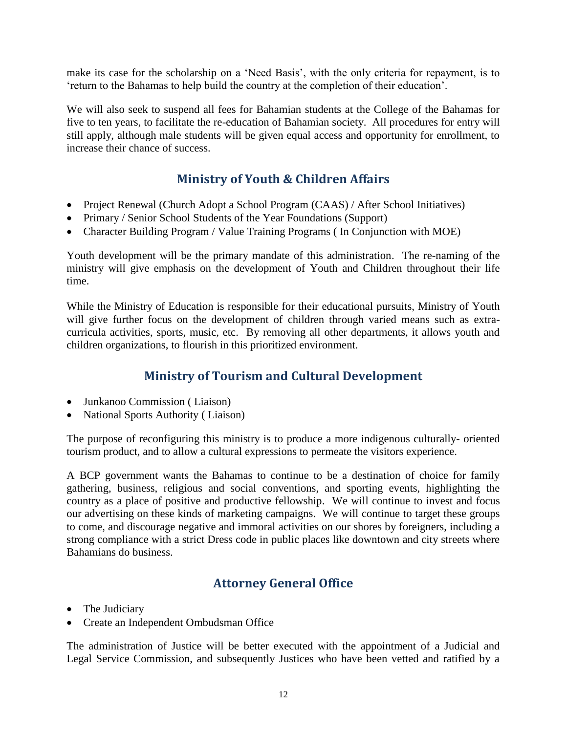make its case for the scholarship on a 'Need Basis', with the only criteria for repayment, is to 'return to the Bahamas to help build the country at the completion of their education'.

We will also seek to suspend all fees for Bahamian students at the College of the Bahamas for five to ten years, to facilitate the re-education of Bahamian society. All procedures for entry will still apply, although male students will be given equal access and opportunity for enrollment, to increase their chance of success.

## Ministry of Youth & Children Affairs

- Project Renewal (Church Adopt a School Program (CAAS) / After School Initiatives)
- Primary / Senior School Students of the Year Foundations (Support)
- Character Building Program / Value Training Programs ( In Conjunction with MOE)

Youth development will be the primary mandate of this administration. The re-naming of the ministry will give emphasis on the development of Youth and Children throughout their life time.

While the Ministry of Education is responsible for their educational pursuits, Ministry of Youth will give further focus on the development of children through varied means such as extra-curricula activities, sports, music, etc. By removing all other departments, it allows youth and children organizations, to flourish in this prioritized environment.

## Ministry of Tourism and Cultural Development

- Junkanoo Commission ( Liaison)
- National Sports Authority ( Liaison)

The purpose of reconfiguring this ministry is to produce a more indigenous culturally- oriented tourism product, and to allow a cultural expressions to permeate the visitors experience.

A BCP government wants the Bahamas to continue to be a destination of choice for family gathering, business, religious and social conventions, and sporting events, highlighting the country as a place of positive and productive fellowship. We will continue to invest and focus our advertising on these kinds of marketing campaigns. We will continue to target these groups to come, and discourage negative and immoral activities on our shores by foreigners, including a strong compliance with a strict Dress code in public places like downtown and city streets where Bahamians do business.

## Attorney General Office

- The Judiciary
- Create an Independent Ombudsman Office

The administration of Justice will be better executed with the appointment of a Judicial and Legal Service Commission, and subsequently Justices who have been vetted and ratified by a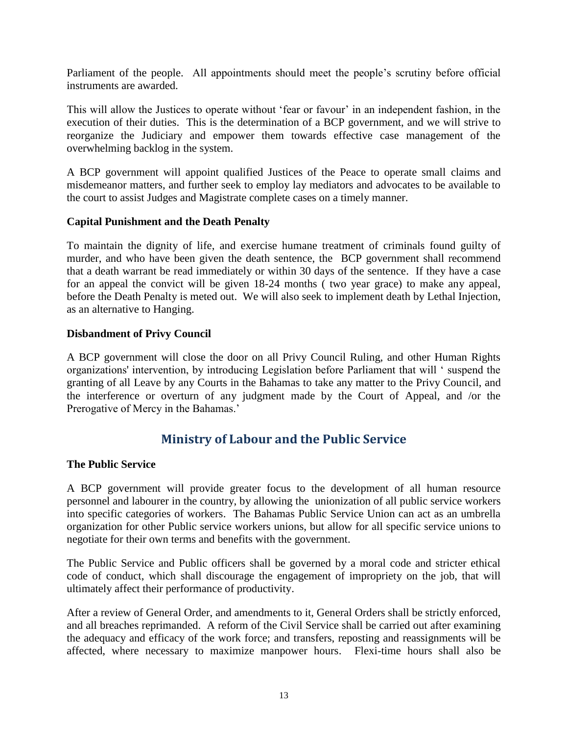Parliament of the people. All appointments should meet the people's scrutiny before official instruments are awarded.

This will allow the Justices to operate without 'fear or favour' in an independent fashion, in the execution of their duties. This is the determination of a BCP government, and we will strive to reorganize the Judiciary and empower them towards effective case management of the overwhelming backlog in the system.

A BCP government will appoint qualified Justices of the Peace to operate small claims and misdemeanor matters, and further seek to employ lay mediators and advocates to be available to the court to assist Judges and Magistrate complete cases on a timely manner.

**Capital Punishment and the Death Penalty**

To maintain the dignity of life, and exercise humane treatment of criminals found guilty of murder, and who have been given the death sentence, the BCP government shall recommend that a death warrant be read immediately or within 30 days of the sentence. If they have a case for an appeal the convict will be given 18-24 months ( two year grace) to make any appeal, before the Death Penalty is meted out. We will also seek to implement death by Lethal Injection, as an alternative to Hanging.

**Disbandment of Privy Council**

A BCP government will close the door on all Privy Council Ruling, and other Human Rights organizations' intervention, by introducing Legislation before Parliament that will ' suspend the granting of all Leave by any Courts in the Bahamas to take any matter to the Privy Council, and the interference or overturn of any judgment made by the Court of Appeal, and /or the Prerogative of Mercy in the Bahamas.'

## Ministry of Labour and the Public Service

**The Public Service**

A BCP government will provide greater focus to the development of all human resource personnel and labourer in the country, by allowing the unionization of all public service workers into specific categories of workers. The Bahamas Public Service Union can act as an umbrella organization for other Public service workers unions, but allow for all specific service unions to negotiate for their own terms and benefits with the government.

The Public Service and Public officers shall be governed by a moral code and stricter ethical code of conduct, which shall discourage the engagement of impropriety on the job, that will ultimately affect their performance of productivity.

After a review of General Order, and amendments to it, General Orders shall be strictly enforced, and all breaches reprimanded. A reform of the Civil Service shall be carried out after examining the adequacy and efficacy of the work force; and transfers, reposting and reassignments will be affected, where necessary to maximize manpower hours. Flexi-time hours shall also be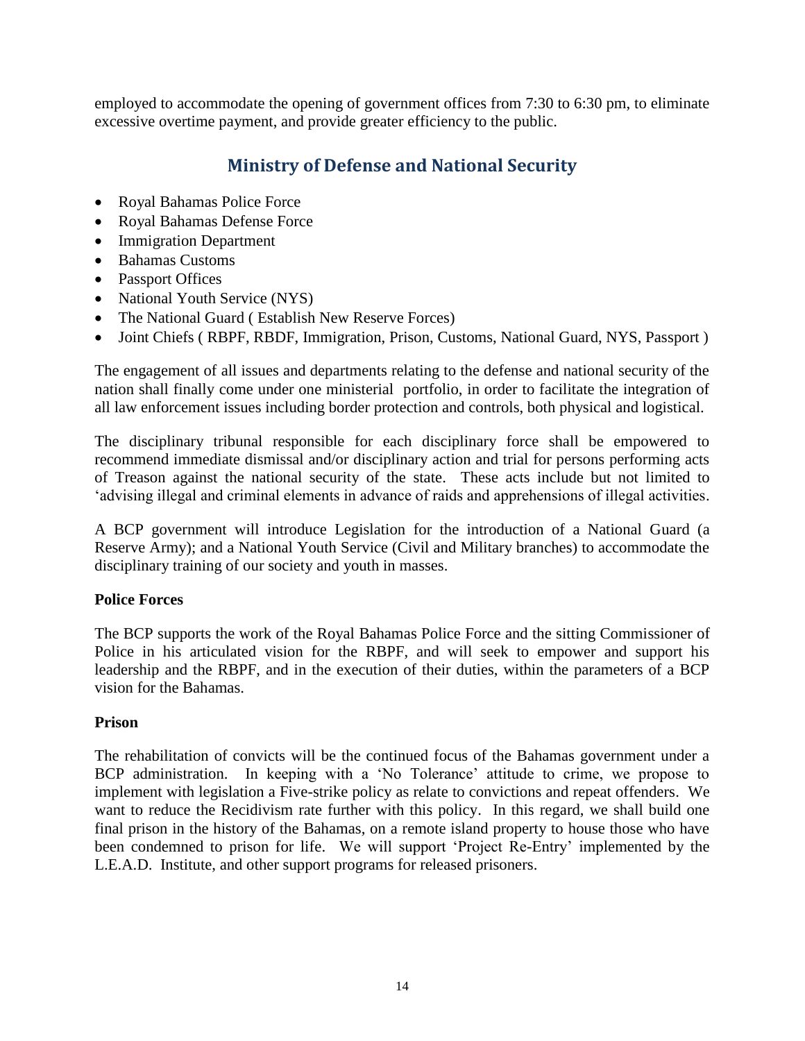employed to accommodate the opening of government offices from 7:30 to 6:30 pm, to eliminate excessive overtime payment, and provide greater efficiency to the public.

## Ministry of Defense and National Security

- Royal Bahamas Police Force
- Royal Bahamas Defense Force
- Immigration Department
- Bahamas Customs
- Passport Offices
- National Youth Service (NYS)
- The National Guard ( Establish New Reserve Forces)
- Joint Chiefs ( RBPF, RBDF, Immigration, Prison, Customs, National Guard, NYS, Passport )

The engagement of all issues and departments relating to the defense and national security of the nation shall finally come under one ministerial portfolio, in order to facilitate the integration of all law enforcement issues including border protection and controls, both physical and logistical.

The disciplinary tribunal responsible for each disciplinary force shall be empowered to recommend immediate dismissal and/or disciplinary action and trial for persons performing acts of Treason against the national security of the state. These acts include but not limited to 'advising illegal and criminal elements in advance of raids and apprehensions of illegal activities.

A BCP government will introduce Legislation for the introduction of a National Guard (a Reserve Army); and a National Youth Service (Civil and Military branches) to accommodate the disciplinary training of our society and youth in masses.

**Police Forces**

The BCP supports the work of the Royal Bahamas Police Force and the sitting Commissioner of Police in his articulated vision for the RBPF, and will seek to empower and support his leadership and the RBPF, and in the execution of their duties, within the parameters of a BCP vision for the Bahamas.

**Prison**

The rehabilitation of convicts will be the continued focus of the Bahamas government under a BCP administration. In keeping with a 'No Tolerance' attitude to crime, we propose to implement with legislation a Five-strike policy as relate to convictions and repeat offenders. We want to reduce the Recidivism rate further with this policy. In this regard, we shall build one final prison in the history of the Bahamas, on a remote island property to house those who have been condemned to prison for life. We will support 'Project Re-Entry' implemented by the L.E.A.D. Institute, and other support programs for released prisoners.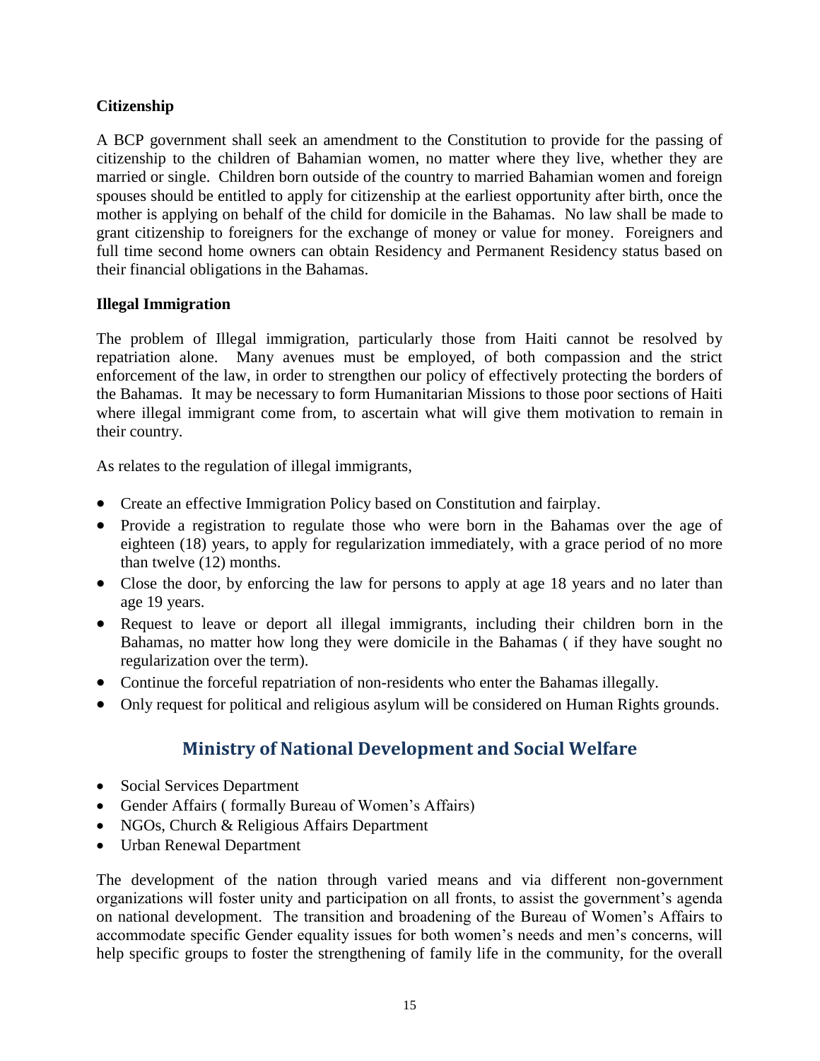**Citizenship**

A BCP government shall seek an amendment to the Constitution to provide for the passing of citizenship to the children of Bahamian women, no matter where they live, whether they are married or single. Children born outside of the country to married Bahamian women and foreign spouses should be entitled to apply for citizenship at the earliest opportunity after birth, once the mother is applying on behalf of the child for domicile in the Bahamas. No law shall be made to grant citizenship to foreigners for the exchange of money or value for money. Foreigners and full time second home owners can obtain Residency and Permanent Residency status based on their financial obligations in the Bahamas.

**Illegal Immigration**

The problem of Illegal immigration, particularly those from Haiti cannot be resolved by repatriation alone. Many avenues must be employed, of both compassion and the strict enforcement of the law, in order to strengthen our policy of effectively protecting the borders of the Bahamas. It may be necessary to form Humanitarian Missions to those poor sections of Haiti where illegal immigrant come from, to ascertain what will give them motivation to remain in their country.

As relates to the regulation of illegal immigrants,

- Create an effective Immigration Policy based on Constitution and fairplay.
- Provide a registration to regulate those who were born in the Bahamas over the age of eighteen (18) years, to apply for regularization immediately, with a grace period of no more than twelve (12) months.
- Close the door, by enforcing the law for persons to apply at age 18 years and no later than age 19 years.
- Request to leave or deport all illegal immigrants, including their children born in the Bahamas, no matter how long they were domicile in the Bahamas ( if they have sought no regularization over the term).
- Continue the forceful repatriation of non-residents who enter the Bahamas illegally.
- Only request for political and religious asylum will be considered on Human Rights grounds.

## Ministry of National Development and Social Welfare

- Social Services Department
- Gender Affairs ( formally Bureau of Women's Affairs)
- NGOs, Church & Religious Affairs Department
- Urban Renewal Department

The development of the nation through varied means and via different non-government organizations will foster unity and participation on all fronts, to assist the government's agenda on national development. The transition and broadening of the Bureau of Women's Affairs to accommodate specific Gender equality issues for both women's needs and men's concerns, will help specific groups to foster the strengthening of family life in the community, for the overall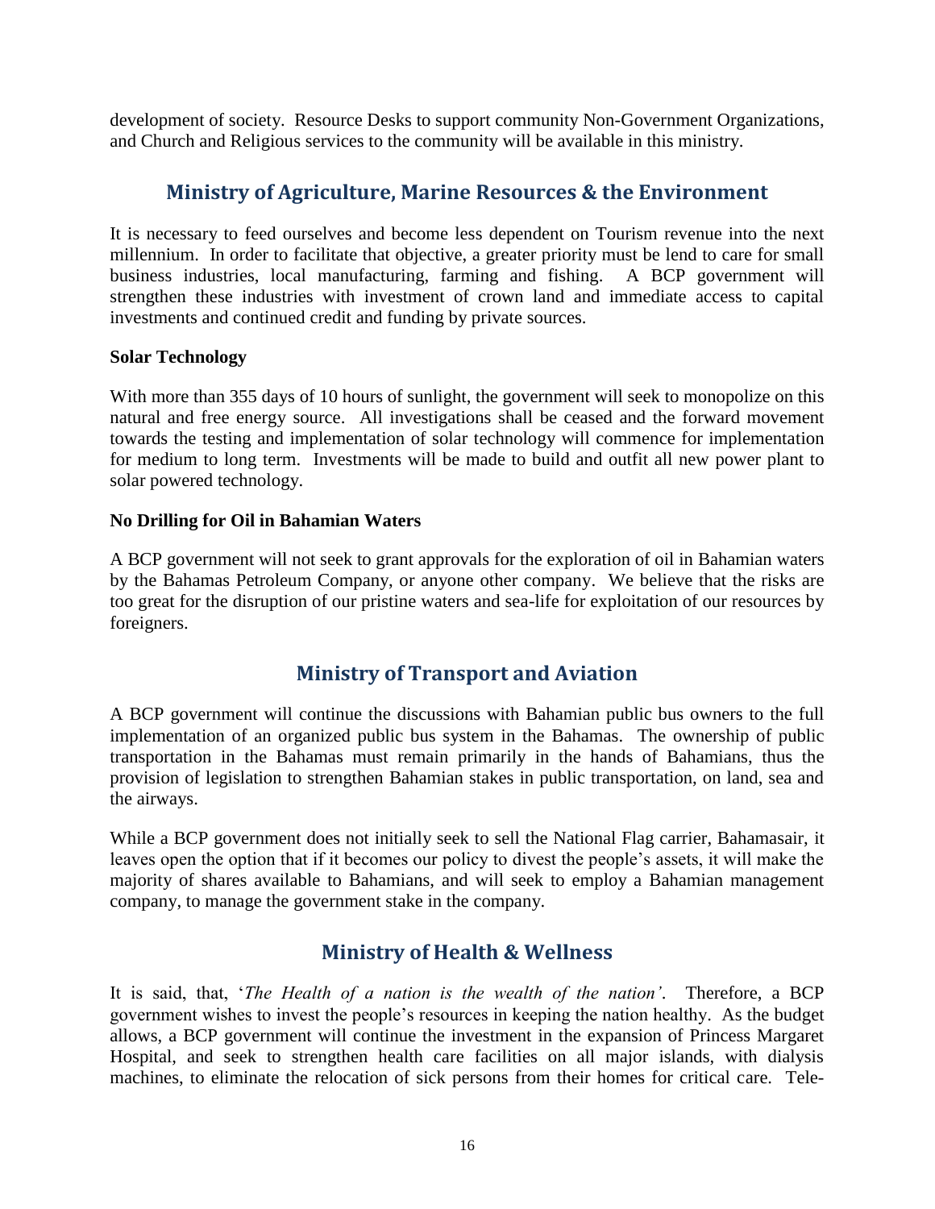development of society. Resource Desks to support community Non-Government Organizations, and Church and Religious services to the community will be available in this ministry.

## Ministry of Agriculture, Marine Resources & the Environment

It is necessary to feed ourselves and become less dependent on Tourism revenue into the next millennium. In order to facilitate that objective, a greater priority must be lend to care for small business industries, local manufacturing, farming and fishing. A BCP government will strengthen these industries with investment of crown land and immediate access to capital investments and continued credit and funding by private sources.

**Solar Technology**

With more than 355 days of 10 hours of sunlight, the government will seek to monopolize on this natural and free energy source. All investigations shall be ceased and the forward movement towards the testing and implementation of solar technology will commence for implementation for medium to long term. Investments will be made to build and outfit all new power plant to solar powered technology.

**No Drilling for Oil in Bahamian Waters**

A BCP government will not seek to grant approvals for the exploration of oil in Bahamian waters by the Bahamas Petroleum Company, or anyone other company. We believe that the risks are too great for the disruption of our pristine waters and sea-life for exploitation of our resources by foreigners.

## Ministry of Transport and Aviation

A BCP government will continue the discussions with Bahamian public bus owners to the full implementation of an organized public bus system in the Bahamas. The ownership of public transportation in the Bahamas must remain primarily in the hands of Bahamians, thus the provision of legislation to strengthen Bahamian stakes in public transportation, on land, sea and the airways.

While a BCP government does not initially seek to sell the National Flag carrier, Bahamasair, it leaves open the option that if it becomes our policy to divest the people's assets, it will make the majority of shares available to Bahamians, and will seek to employ a Bahamian management company, to manage the government stake in the company.

## Ministry of Health & Wellness

It is said, that, '*The Health of a nation is the wealth of the nation'*. Therefore, a BCP government wishes to invest the people's resources in keeping the nation healthy. As the budget allows, a BCP government will continue the investment in the expansion of Princess Margaret Hospital, and seek to strengthen health care facilities on all major islands, with dialysis machines, to eliminate the relocation of sick persons from their homes for critical care. Tele-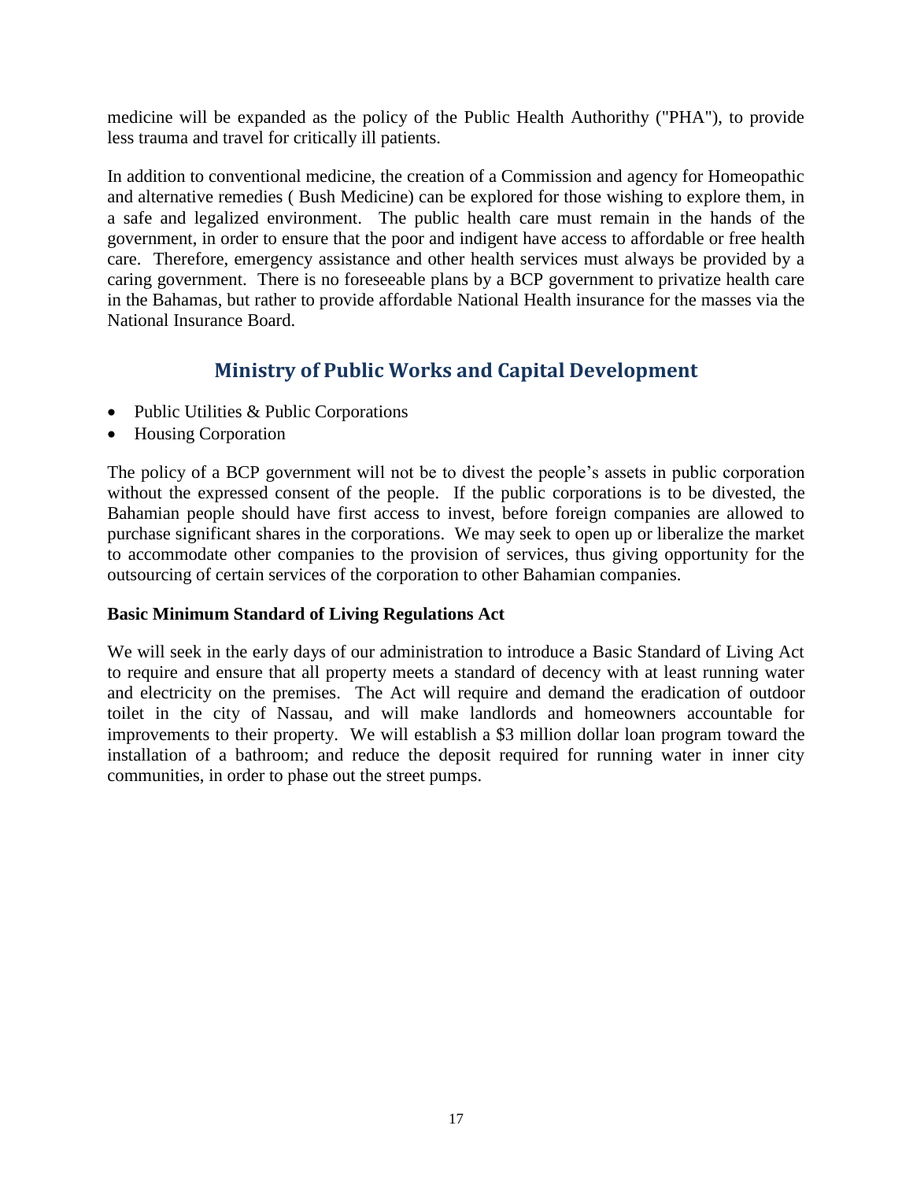medicine will be expanded as the policy of the Public Health Authorithy ("PHA"), to provide less trauma and travel for critically ill patients.

In addition to conventional medicine, the creation of a Commission and agency for Homeopathic and alternative remedies ( Bush Medicine) can be explored for those wishing to explore them, in a safe and legalized environment. The public health care must remain in the hands of the government, in order to ensure that the poor and indigent have access to affordable or free health care. Therefore, emergency assistance and other health services must always be provided by a caring government. There is no foreseeable plans by a BCP government to privatize health care in the Bahamas, but rather to provide affordable National Health insurance for the masses via the National Insurance Board.

## Ministry of Public Works and Capital Development

- Public Utilities & Public Corporations
- Housing Corporation

The policy of a BCP government will not be to divest the people's assets in public corporation without the expressed consent of the people. If the public corporations is to be divested, the Bahamian people should have first access to invest, before foreign companies are allowed to purchase significant shares in the corporations. We may seek to open up or liberalize the market to accommodate other companies to the provision of services, thus giving opportunity for the outsourcing of certain services of the corporation to other Bahamian companies.

**Basic Minimum Standard of Living Regulations Act**

We will seek in the early days of our administration to introduce a Basic Standard of Living Act to require and ensure that all property meets a standard of decency with at least running water and electricity on the premises. The Act will require and demand the eradication of outdoor toilet in the city of Nassau, and will make landlords and homeowners accountable for improvements to their property. We will establish a $3 million dollar loan program toward the installation of a bathroom; and reduce the deposit required for running water in inner city communities, in order to phase out the street pumps.